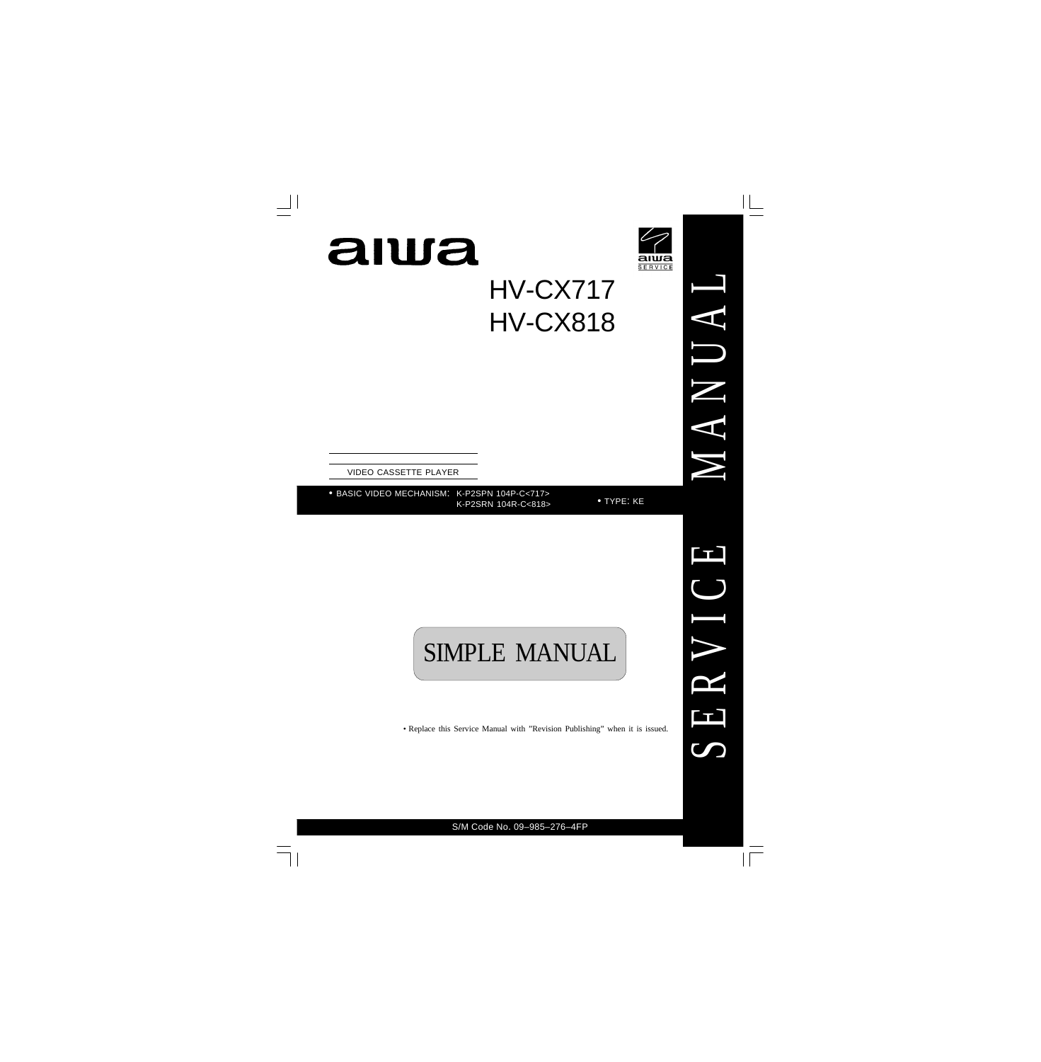# aiwa

aiwa SERVICE

# HV-CX717
# HV-CX818

VIDEO CASSETTE PLAYER

• BASIC VIDEO MECHANISM: K-P2SPN 104P-C<717>
K-P2SRN 104R-C<818>

• TYPE: KE

## SIMPLE MANUAL

• Replace this Service Manual with "Revision Publishing" when it is issued.

SERVICE MANUAL

S/M Code No. 09–985–276–4FP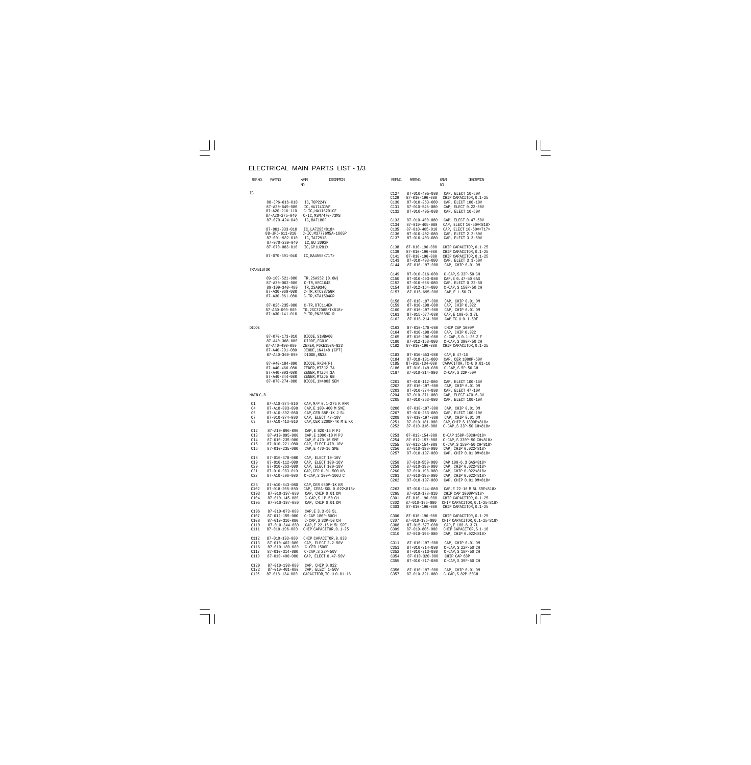# ELECTRICAL MAIN PARTS LIST - 1/3

| REF.NO. | PART NO. | KANRI NO. | DESCRIPTION |
|---|---|---|---|
| IC | | | |
| | 88-JP6-616-010 | | IC,TOP224Y |
| | 87-A20-649-080 | | IC,HA17431VP |
| | 87-A20-216-110 | | C-IC,HA118201CF |
| | 87-A20-275-040 | | C-IC,MSM7470-73MS |
| | 87-070-424-040 | | IC,BA7180F |
| | 87-001-933-010 | | IC,LA7295<818> |
| | 88-JP6-611-010 | | C-IC,M37776M5A-166GP |
| | 87-001-982-010 | | IC,TA7291S |
| | 87-070-289-040 | | IC,BU 2092F |
| | 87-070-083-010 | | IC,GP1U281X |
| | 87-070-391-040 | | IC,BA4558<717> |
| TRANSISTOR | | | |
| | 89-109-521-080 | | TR,2SA952 (0.6W) |
| | 87-A30-062-080 | | C-TR,KRC104S |
| | 89-109-340-480 | | TR,2SA934Q |
| | 87-A30-060-080 | | C-TR,KTC3875GR |
| | 87-A30-061-080 | | C-TR,KTA1504GR |
| | 87-026-235-080 | | C-TR,DTC114EK |
| | 87-A30-099-080 | | TR,2SC3708S/T<818> |
| | 87-A30-141-010 | | P-TR,PN268NC-R |
| DIODE | | | |
| | 87-070-173-010 | | DIODE,S1WBA60 |
| | 87-A40-368-080 | | DIODE,EG01C |
| | 87-A40-480-080 | | ZENER,P6KE150A-G23 |
| | 87-A40-291-080 | | DIODE,1N4148 (CPT) |
| | 87-A40-369-090 | | DIODE,RN3Z |
| | 87-A40-184-090 | | DIODE,RK34(F) |
| | 87-A40-466-080 | | ZENER,MTZJ2.7A |
| | 87-A40-003-080 | | ZENER,MTZJ4.3A |
| | 87-A40-344-080 | | ZENER,MTZJ5.6B |
| | 87-070-274-080 | | DIODE,1N4003 SEM |
| MAIN C.B | | | |
| C1 | 87-A10-374-010 | | CAP,M/P 0.1-275 K RMR |
| C4 | 87-A10-083-090 | | CAP,E 100-400 M SME |
| C5 | 87-A10-892-080 | | CAP,CER 68P-1K J SL |
| C7 | 87-010-374-080 | | CAP, ELECT 47-10V |
| C9 | 87-A10-413-010 | | CAP,CER 2200P-4K M E KX |
| C12 | 87-A10-896-090 | | CAP,E 820-16 M PJ |
| C13 | 87-A10-895-080 | | CAP,E 1000-10 M PJ |
| C14 | 87-010-235-080 | | CAP,E 470-16 SME |
| C15 | 87-010-221-080 | | CAP, ELECT 470-10V |
| C16 | 87-010-235-080 | | CAP,E 470-16 SME |
| C18 | 87-010-370-080 | | CAP, ELECT 10-16V |
| C19 | 87-010-112-080 | | CAP, ELECT 100-16V |
| C20 | 87-010-263-080 | | CAP, ELECT 100-10V |
| C21 | 87-010-983-010 | | CAP,CER 0.01-500 KB |
| C22 | 87-A10-596-080 | | C-CAP,S 100P-100J C |
| C23 | 87-A10-843-080 | | CAP,CER 680P-1K KR |
| C102 | 87-010-205-080 | | CAP, CERA-SOL 0.022<818> |
| C103 | 87-010-197-080 | | CAP, CHIP 0.01 DM |
| C104 | 87-010-145-080 | | C-CAP,S 1P-50 CH |
| C105 | 87-010-197-080 | | CAP, CHIP 0.01 DM |
| C106 | 87-010-073-080 | | CAP,E 3.3-50 5L |
| C107 | 87-012-155-080 | | C-CAP 180P-50CH |
| C108 | 87-010-316-080 | | C-CAP,S 33P-50 CH |
| C110 | 87-010-244-080 | | CAP,E 22-16 M 5L SRE |
| C111 | 87-010-196-080 | | CHIP CAPACITOR,0.1-25 |
| C112 | 87-010-193-080 | | CHIP CAPACITOR,0.033 |
| C113 | 87-010-402-080 | | CAP, ELECT 2.2-50V |
| C116 | 87-010-180-080 | | C-CER 1500P |
| C117 | 87-010-314-080 | | C-CAP,S 22P-50V |
| C119 | 87-010-400-080 | | CAP, ELECT 0.47-50V |
| C120 | 87-010-198-080 | | CAP, CHIP 0.022 |
| C122 | 87-010-401-080 | | CAP, ELECT 1-50V |
| C126 | 87-018-134-080 | | CAPACITOR,TC-U 0.01-16 |
| C127 | 87-010-405-080 | | CAP, ELECT 10-50V |
| C129 | 87-010-196-080 | | CHIP CAPACITOR,0.1-25 |
| C130 | 87-010-263-080 | | CAP, ELECT 100-10V |
| C131 | 87-010-545-080 | | CAP, ELECT 0.22-50V |
| C132 | 87-010-405-080 | | CAP, ELECT 10-50V |
| C133 | 87-010-400-080 | | CAP, ELECT 0.47-50V |
| C134 | 87-010-405-080 | | CAP, ELECT 10-50V<818> |
| C135 | 87-010-405-010 | | CAP, ELECT 10-50V<717> |
| C136 | 87-010-402-080 | | CAP, ELECT 2.2-50V |
| C137 | 87-010-403-080 | | CAP, ELECT 3.3-50V |
| C138 | 87-010-196-080 | | CHIP CAPACITOR,0.1-25 |
| C139 | 87-010-196-080 | | CHIP CAPACITOR,0.1-25 |
| C141 | 87-010-196-080 | | CHIP CAPACITOR,0.1-25 |
| C143 | 87-010-403-080 | | CAP, ELECT 3.3-50V |
| C144 | 87-010-197-080 | | CAP, CHIP 0.01 DM |
| C149 | 87-010-316-080 | | C-CAP,S 33P-50 CH |
| C150 | 87-010-493-080 | | CAP,E 0.47-50 GAS |
| C152 | 87-010-068-080 | | CAP, ELECT 0.22-50 |
| C154 | 87-012-154-080 | | C-CAP,S 150P-50 CH |
| C157 | 87-015-695-080 | | CAP,E 1-50 7L |
| C158 | 87-010-197-080 | | CAP, CHIP 0.01 DM |
| C159 | 87-010-198-080 | | CAP, CHIP 0.022 |
| C160 | 87-010-197-080 | | CAP, CHIP 0.01 DM |
| C161 | 87-015-677-080 | | CAP,E 100-6.3 7L |
| C162 | 87-018-214-080 | | CAP TC U 0.1-50F |
| C163 | 87-010-178-080 | | CHIP CAP 1000P |
| C164 | 87-010-198-080 | | CAP, CHIP 0.022 |
| C165 | 87-010-196-080 | | C-CAP,S 0.1-25 Z F |
| C180 | 87-012-158-080 | | C-CAP,S 390P-50 CH |
| C182 | 87-010-196-080 | | CHIP CAPACITOR,0.1-25 |
| C183 | 87-010-553-080 | | CAP,E 47-16 |
| C184 | 87-018-131-080 | | CAP, CER 1000P-50V |
| C185 | 87-018-134-080 | | CAPACITOR,TC-U 0.01-16 |
| C186 | 87-010-149-080 | | C-CAP,S 5P-50 CH |
| C187 | 87-010-314-080 | | C-CAP,S 22P-50V |
| C201 | 87-010-112-080 | | CAP, ELECT 100-16V |
| C202 | 87-010-197-080 | | CAP, CHIP 0.01 DM |
| C203 | 87-010-374-080 | | CAP, ELECT 47-10V |
| C204 | 87-010-371-080 | | CAP, ELECT 470-6.3V |
| C205 | 87-010-263-080 | | CAP, ELECT 100-10V |
| C206 | 87-010-197-080 | | CAP, CHIP 0.01 DM |
| C207 | 87-010-263-080 | | CAP, ELECT 100-10V |
| C208 | 87-010-197-080 | | CAP, CHIP 0.01 DM |
| C251 | 87-010-181-080 | | CAP,CHIP S 1800P<818> |
| C252 | 87-010-316-080 | | C-CAP,S 33P-50 CH<818> |
| C253 | 87-012-154-080 | | C-CAP 150P-50CH<818> |
| C254 | 87-012-157-080 | | C-CAP,S 330P-50 CH<818> |
| C255 | 87-012-154-080 | | C-CAP,S 150P-50 CH<818> |
| C256 | 87-010-198-080 | | CAP, CHIP 0.022<818> |
| C257 | 87-010-197-080 | | CAP, CHIP 0.01 DM<818> |
| C258 | 87-010-550-080 | | CAP 100-6.3 GAS<818> |
| C259 | 87-010-198-080 | | CAP, CHIP 0.022<818> |
| C260 | 87-010-198-080 | | CAP, CHIP 0.022<818> |
| C261 | 87-010-198-080 | | CAP, CHIP 0.022<818> |
| C262 | 87-010-197-080 | | CAP, CHIP 0.01 DM<818> |
| C263 | 87-010-244-080 | | CAP,E 22-16 M 5L SRE<818> |
| C265 | 87-010-178-010 | | CHIP CAP 1000P<818> |
| C301 | 87-010-196-080 | | CHIP CAPACITOR,0.1-25 |
| C302 | 87-010-196-080 | | CHIP CAPACITOR,0.1-25<818> |
| C303 | 87-010-196-080 | | CHIP CAPACITOR,0.1-25 |
| C306 | 87-010-196-080 | | CHIP CAPACITOR,0.1-25 |
| C307 | 87-010-196-080 | | CHIP CAPACITOR,0.1-25<818> |
| C308 | 87-015-677-080 | | CAP,E 100-6.3 7L |
| C309 | 87-010-805-080 | | CHIP CAPACITOR,S 1-16 |
| C310 | 87-010-198-080 | | CAP, CHIP 0.022<818> |
| C311 | 87-010-197-080 | | CAP, CHIP 0.01 DM |
| C351 | 87-010-314-080 | | C-CAP,S 22P-50 CH |
| C352 | 87-010-313-080 | | C-CAP,S 18P-50 CH |
| C354 | 87-010-320-080 | | CHIP CAP 68P |
| C355 | 87-010-317-080 | | C-CAP,S 39P-50 CH |
| C356 | 87-010-197-080 | | CAP, CHIP 0.01 DM |
| C357 | 87-010-321-080 | | C-CAP,S 82P-50CH |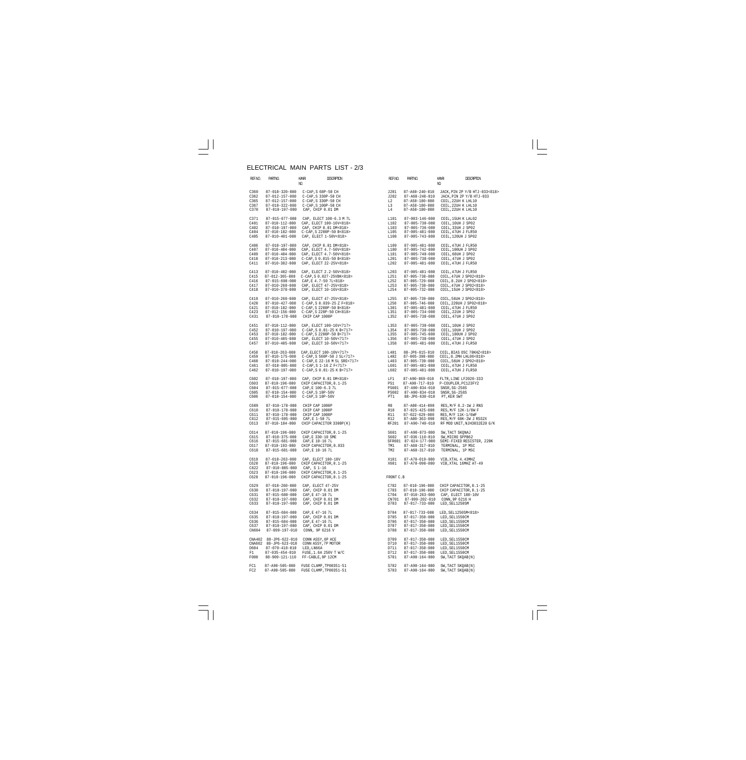# ELECTRICAL MAIN PARTS LIST - 2/3

| REF.NO. | PART NO. | KANRI NO. | DESCRIPTION |
|---|---|---|---|
| C360 | 87-010-320-080 | | C-CAP,S 68P-50 CH |
| C362 | 87-012-157-080 | | C-CAP,S 330P-50 CH |
| C365 | 87-012-157-080 | | C-CAP,S 330P-50 CH |
| C367 | 87-010-322-080 | | C-CAP,S 100P-50 CH |
| C370 | 87-010-197-080 | | CAP, CHIP 0.01 DM |
| C371 | 87-015-677-080 | | CAP, ELECT 100-6.3 M 7L |
| C401 | 87-010-112-080 | | CAP, ELECT 100-16V<818> |
| C402 | 87-010-197-080 | | CAP, CHIP 0.01 DM<818> |
| C404 | 87-010-182-080 | | C-CAP,S 2200P-50 B<818> |
| C405 | 87-010-401-080 | | CAP, ELECT 1-50V<818> |
| C406 | 87-010-197-080 | | CAP, CHIP 0.01 DM<818> |
| C407 | 87-010-404-080 | | CAP, ELECT 4.7-50V<818> |
| C409 | 87-010-404-080 | | CAP, ELECT 4.7-50V<818> |
| C410 | 87-010-213-080 | | C-CAP,S 0.015-50 B<818> |
| C411 | 87-010-382-080 | | CAP, ELECT 22-25V<818> |
| C413 | 87-010-402-080 | | CAP, ELECT 2.2-50V<818> |
| C415 | 87-012-365-080 | | C-CAP,S 0.027-25VBK<818> |
| C416 | 87-015-698-080 | | CAP,E 4.7-50 7L<818> |
| C417 | 87-010-260-080 | | CAP, ELECT 47-25V<818> |
| C418 | 87-010-378-080 | | CAP, ELECT 10-16V<818> |
| C419 | 87-010-260-080 | | CAP, ELECT 47-25V<818> |
| C420 | 87-010-427-080 | | C-CAP,S 0.039-25 Z F<818> |
| C421 | 87-010-182-080 | | C-CAP,S 2200P-50 B<818> |
| C423 | 87-012-156-080 | | C-CAP,S 220P-50 CH<818> |
| C431 | 87-010-178-080 | | CHIP CAP 1000P |
| C451 | 87-010-112-080 | | CAP, ELECT 100-16V<717> |
| C452 | 87-010-197-080 | | C-CAP,S 0.01-25 K B<717> |
| C453 | 87-010-182-080 | | C-CAP,S 2200P-50 B<717> |
| C455 | 87-010-405-080 | | CAP, ELECT 10-50V<717> |
| C457 | 87-010-405-080 | | CAP, ELECT 10-50V<717> |
| C458 | 87-010-263-080 | | CAP,ELECT 100-10V<717> |
| C459 | 87-010-175-080 | | C-CAP,S 560P-50 J SL<717> |
| C460 | 87-010-244-080 | | C-CAP,E 22-16 M 5L SRE<717> |
| C461 | 87-010-805-080 | | C-CAP,S 1-16 Z F<717> |
| C462 | 87-010-197-080 | | C-CAP,S 0.01-25 K B<717> |
| C602 | 87-010-197-080 | | CAP, CHIP 0.01 DM<818> |
| C603 | 87-010-196-080 | | CHIP CAPACITOR,0.1-25 |
| C604 | 87-015-677-080 | | CAP,E 100-6.3 7L |
| C605 | 87-010-154-080 | | C-CAP,S 10P-50V |
| C606 | 87-010-154-080 | | C-CAP,S 10P-50V |
| C609 | 87-010-178-080 | | CHIP CAP 1000P |
| C610 | 87-010-178-080 | | CHIP CAP 1000P |
| C611 | 87-010-178-080 | | CHIP CAP 1000P |
| C612 | 87-015-695-080 | | CAP,E 1-50 7L |
| C613 | 87-010-184-080 | | CHIP CAPACITOR 3300P(K) |
| C614 | 87-010-196-080 | | CHIP CAPACITOR,0.1-25 |
| C615 | 87-010-375-080 | | CAP,E 330-10 SME |
| C616 | 87-015-681-080 | | CAP,E 10-16 7L |
| C617 | 87-010-193-080 | | CHIP CAPACITOR,0.033 |
| C618 | 87-015-681-080 | | CAP,E 10-16 7L |
| C619 | 87-010-263-080 | | CAP, ELECT 100-10V |
| C620 | 87-010-196-080 | | CHIP CAPACITOR,0.1-25 |
| C622 | 87-010-805-080 | | CAP, S 1-16 |
| C623 | 87-010-196-080 | | CHIP CAPACITOR,0.1-25 |
| C628 | 87-010-196-080 | | CHIP CAPACITOR,0.1-25 |
| C629 | 87-010-260-080 | | CAP, ELECT 47-25V |
| C630 | 87-010-197-080 | | CAP, CHIP 0.01 DM |
| C631 | 87-015-680-080 | | CAP,E 47-10 7L |
| C632 | 87-010-197-080 | | CAP, CHIP 0.01 DM |
| C633 | 87-010-197-080 | | CAP, CHIP 0.01 DM |
| C634 | 87-015-684-080 | | CAP,E 47-16 7L |
| C635 | 87-010-197-080 | | CAP, CHIP 0.01 DM |
| C636 | 87-015-684-080 | | CAP,E 47-16 7L |
| C637 | 87-010-197-080 | | CAP, CHIP 0.01 DM |
| CN604 | 87-099-197-010 | | CONN, 9P 6216 V |
| CNA402 | 88-JP6-622-010 | | CONN ASSY,6P ACE |
| CNA602 | 88-JP6-623-010 | | CONN ASSY,7P MOTOR |
| D604 | 87-070-418-010 | | LED,LN66A |
| F1 | 87-035-454-010 | | FUSE,1.6A 250V T W/C |
| F000 | 88-909-121-110 | | FF-CABLE,9P 12CM |
| FC1 | 87-A90-505-080 | | FUSE CLAMP,TP00351-51 |
| FC2 | 87-A90-505-080 | | FUSE CLAMP,TP00351-51 |
| J201 | 87-A60-240-010 | | JACK,PIN 2P Y/B HTJ-033<818> |
| J202 | 87-A60-240-010 | | JACK,PIN 2P Y/B HTJ-033 |
| L2 | 87-A50-180-080 | | COIL,22UH K LHL10 |
| L3 | 87-A50-180-080 | | COIL,22UH K LHL10 |
| L4 | 87-A50-180-080 | | COIL,22UH K LHL10 |
| L101 | 87-003-146-080 | | COIL,15UH K LAL02 |
| L102 | 87-005-730-080 | | COIL,10UH J SP02 |
| L103 | 87-005-736-080 | | COIL,33UH J SP02 |
| L105 | 87-005-481-080 | | COIL,47UH J FLR50 |
| L108 | 87-005-743-080 | | COIL,120UH J SP02 |
| L109 | 87-005-481-080 | | COIL,47UH J FLR50 |
| L180 | 87-005-742-080 | | COIL,100UH J SP02 |
| L181 | 87-005-740-080 | | COIL,68UH J SP02 |
| L201 | 87-005-738-080 | | COIL,47UH J SP02 |
| L202 | 87-005-481-080 | | COIL,47UH J FLR50 |
| L203 | 87-005-481-080 | | COIL,47UH J FLR50 |
| L251 | 87-005-738-080 | | COIL,47UH J SP02<818> |
| L252 | 87-005-729-080 | | COIL,8.2UH J SP02<818> |
| L253 | 87-005-738-080 | | COIL,47UH J SP02<818> |
| L254 | 87-005-732-080 | | COIL,15UH J SP02<818> |
| L255 | 87-005-739-080 | | COIL,56UH J SP02<818> |
| L256 | 87-005-746-080 | | COIL,220UH J SP02<818> |
| L301 | 87-005-481-080 | | COIL,47UH J FLR50 |
| L351 | 87-005-734-080 | | COIL,22UH J SP02 |
| L352 | 87-005-738-080 | | COIL,47UH J SP02 |
| L353 | 87-005-730-080 | | COIL,10UH J SP02 |
| L354 | 87-005-730-080 | | COIL,10UH J SP02 |
| L355 | 87-005-745-080 | | COIL,180UH J SP02 |
| L356 | 87-005-738-080 | | COIL,47UH J SP02 |
| L358 | 87-005-481-080 | | COIL,47UH J FLR50 |
| L401 | 88-JP6-615-010 | | COIL,BIAS OSC 70KHZ<818> |
| L402 | 87-005-398-080 | | COIL,8.2MH LHL06<818> |
| L403 | 87-005-739-080 | | COIL,56UH J SP02<818> |
| L601 | 87-005-481-080 | | COIL,47UH J FLR50 |
| L602 | 87-005-481-080 | | COIL,47UH J FLR50 |
| LF1 | 87-A90-869-010 | | FLTR,LINE LF2020-333 |
| PS1 | 87-A90-717-010 | | P-COUPLER,PC123FY2 |
| PS601 | 87-A90-834-010 | | SNSR,SG-258S |
| PS602 | 87-A90-834-010 | | SNSR,SG-258S |
| PT1 | 88-JP6-630-010 | | PT,KER SWT |
| R8 | 87-A00-414-090 | | RES,M/F 8.2-1W J RNS |
| R10 | 87-025-425-080 | | RES,M/F 12K-1/8W F |
| R11 | 87-022-629-080 | | RES,M/F 11K-1/6WF |
| R12 | 87-A00-363-090 | | RES,M/F 68K-2W J RSS2X |
| RF201 | 87-A90-740-010 | | RF MOD UNIT,NJH3032E20 G/K |
| S601 | 87-A90-873-080 | | SW,TACT SKQNAJ |
| S602 | 87-036-110-010 | | SW,MICRO SPPB62 |
| SFR601 | 87-024-177-080 | | SEMI-FIXED RESISTER, 220K |
| TM1 | 87-A60-317-010 | | TERMINAL, 1P MSC |
| TM2 | 87-A60-317-010 | | TERMINAL, 1P MSC |
| X101 | 87-A70-019-080 | | VIB,XTAL 4.43MHZ |
| X601 | 87-A70-090-080 | | VIB,XTAL 16MHZ AT-49 |
| **FRONT C.B** | | | |
| C702 | 87-010-196-080 | | CHIP CAPACITOR,0.1-25 |
| C703 | 87-010-196-080 | | CHIP CAPACITOR,0.1-25 |
| C704 | 87-010-263-080 | | CAP, ELECT 100-10V |
| CN701 | 87-099-202-010 | | CONN,9P 6216 H |
| D703 | 87-017-733-080 | | LED,SEL1250SM |
| D704 | 87-017-733-080 | | LED,SEL1250SM<818> |
| D705 | 87-017-350-080 | | LED,SEL1550CM |
| D706 | 87-017-350-080 | | LED,SEL1550CM |
| D707 | 87-017-350-080 | | LED,SEL1550CM |
| D708 | 87-017-350-080 | | LED,SEL1550CM |
| D709 | 87-017-350-080 | | LED,SEL1550CM |
| D710 | 87-017-350-080 | | LED,SEL1550CM |
| D711 | 87-017-350-080 | | LED,SEL1550CM |
| D712 | 87-017-350-080 | | LED,SEL1550CM |
| S701 | 87-A90-164-080 | | SW,TACT SKQAB(N) |
| S702 | 87-A90-164-080 | | SW,TACT SKQAB(N) |
| S703 | 87-A90-164-080 | | SW,TACT SKQAB(N) |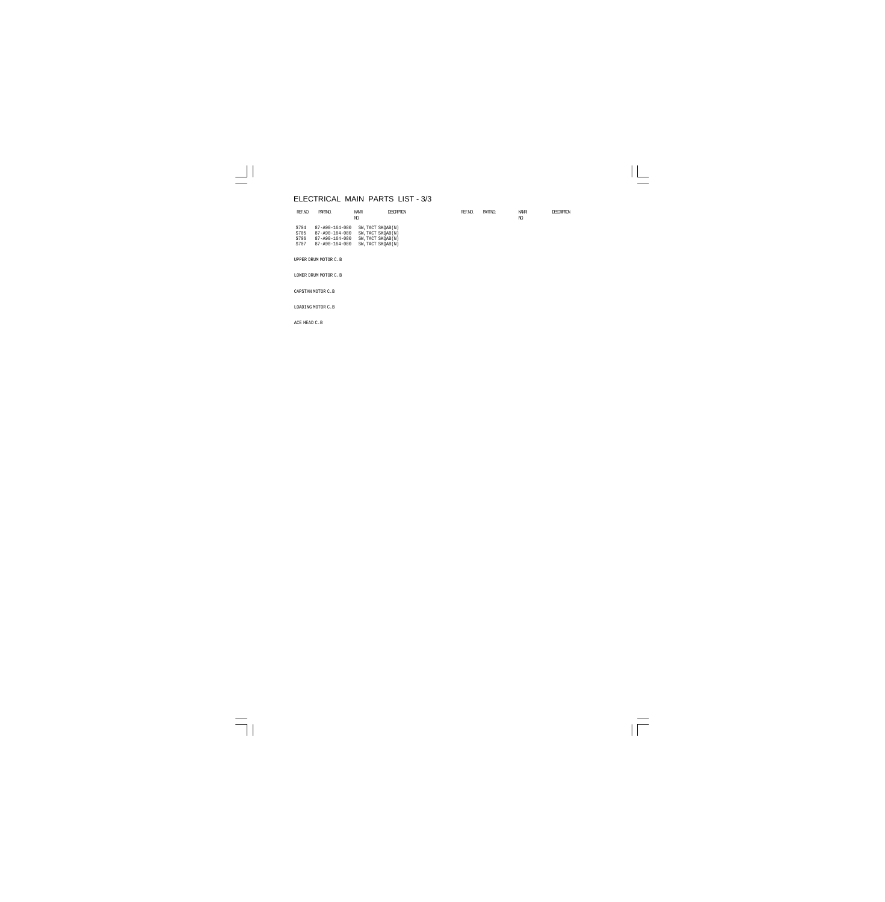# ELECTRICAL MAIN PARTS LIST - 3/3

| REF.NO. | PART NO. | KANRI NO. | DESCRIPTION |
|---|---|---|---|
| S704 | 87-A90-164-080 | | SW,TACT SKQAB(N) |
| S705 | 87-A90-164-080 | | SW,TACT SKQAB(N) |
| S706 | 87-A90-164-080 | | SW,TACT SKQAB(N) |
| S707 | 87-A90-164-080 | | SW,TACT SKQAB(N) |

UPPER DRUM MOTOR C.B

LOWER DRUM MOTOR C.B

CAPSTAN MOTOR C.B

LOADING MOTOR C.B

ACE HEAD C.B

| REF.NO. | PART NO. | KANRI NO. | DESCRIPTION |
|---|---|---|---|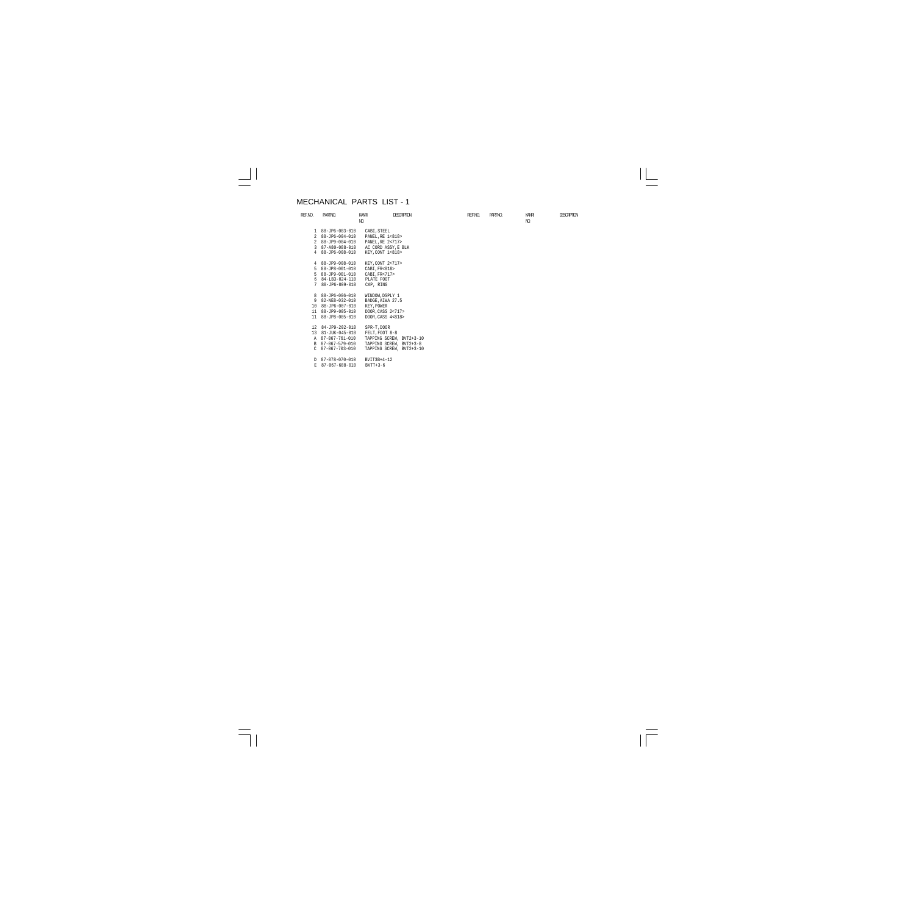# MECHANICAL PARTS LIST - 1

| REF.NO. | PART.NO. | KANRI NO. | DESCRIPTION |
|---|---|---|---|
| 1 | 88-JP6-003-010 | | CABI,STEEL |
| 2 | 88-JP6-004-010 | | PANEL,RE 1<818> |
| 2 | 88-JP9-004-010 | | PANEL,RE 2<717> |
| 3 | 87-A80-088-010 | | AC CORD ASSY,E BLK |
| 4 | 88-JP6-008-010 | | KEY,CONT 1<818> |
| 4 | 88-JP9-008-010 | | KEY,CONT 2<717> |
| 5 | 88-JP8-001-010 | | CABI,FR<818> |
| 5 | 88-JP9-001-010 | | CABI,FR<717> |
| 6 | 84-LB3-024-110 | | PLATE FOOT |
| 7 | 88-JP6-009-010 | | CAP, RING |
| 8 | 88-JP6-006-010 | | WINDOW,DSPLY 1 |
| 9 | 82-NE8-032-010 | | BADGE,AIWA 27.5 |
| 10 | 88-JP6-007-010 | | KEY,POWER |
| 11 | 88-JP9-005-010 | | DOOR,CASS 2<717> |
| 11 | 88-JP8-005-010 | | DOOR,CASS 4<818> |
| 12 | 84-JP9-202-010 | | SPR-T,DOOR |
| 13 | 81-JUK-045-010 | | FELT,FOOT 8-8 |
| A | 87-067-761-010 | | TAPPING SCREW, BVT2+3-10 |
| B | 87-067-579-010 | | TAPPING SCREW, BVT2+3-8 |
| C | 87-067-703-010 | | TAPPING SCREW, BVT2+3-10 |
| D | 87-078-070-010 | | BVIT3B+4-12 |
| E | 87-067-688-010 | | BVTT+3-6 |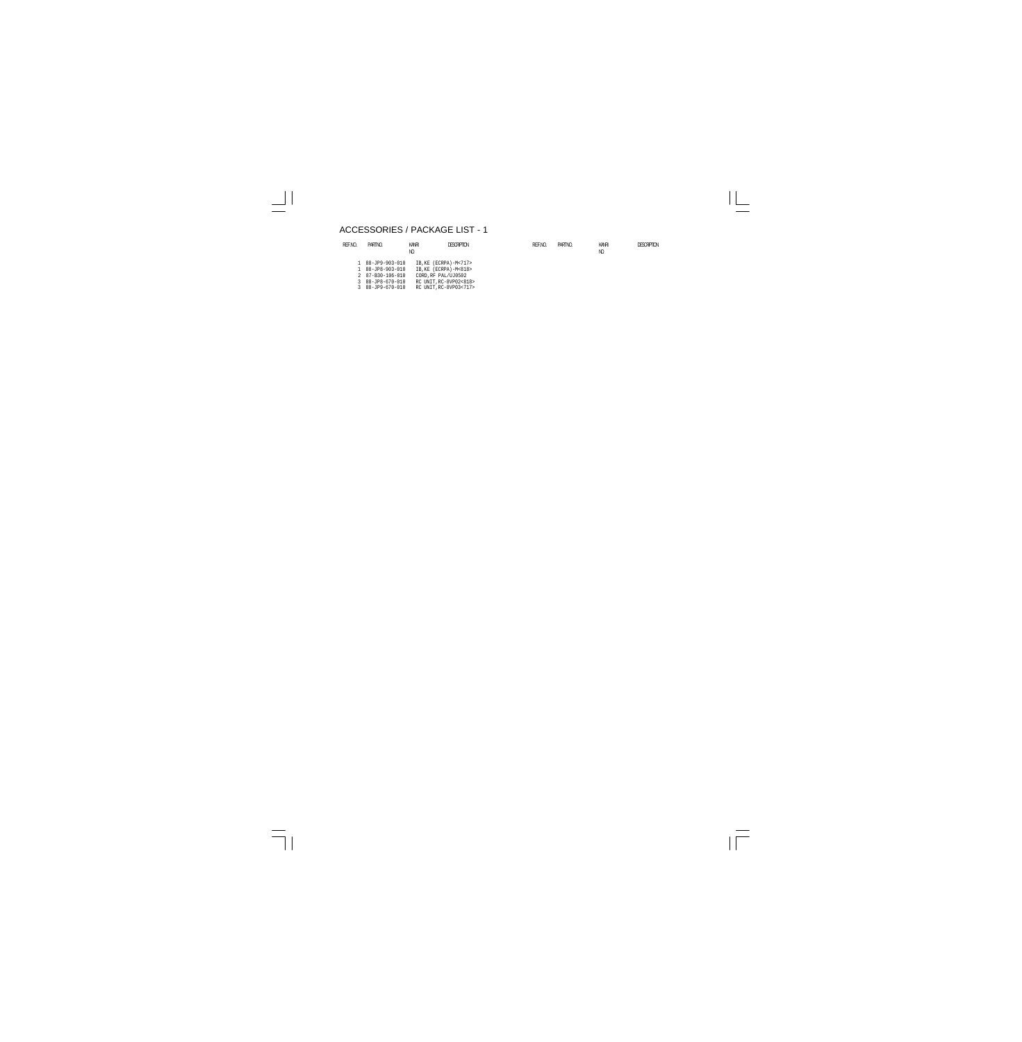## ACCESSORIES / PACKAGE LIST - 1

| REF.NO. | PART NO. | KANRI NO. | DESCRIPTION |
|---|---|---|---|
| 1 | 88-JP9-903-010 | | IB,KE (ECRPA)-M<717> |
| 1 | 88-JP8-903-010 | | IB,KE (ECRPA)-M<818> |
| 2 | 87-B30-106-010 | | CORD,RF PAL/UJ0502 |
| 3 | 88-JP8-670-010 | | RC UNIT,RC-8VP02<818> |
| 3 | 88-JP9-670-010 | | RC UNIT,RC-8VP03<717> |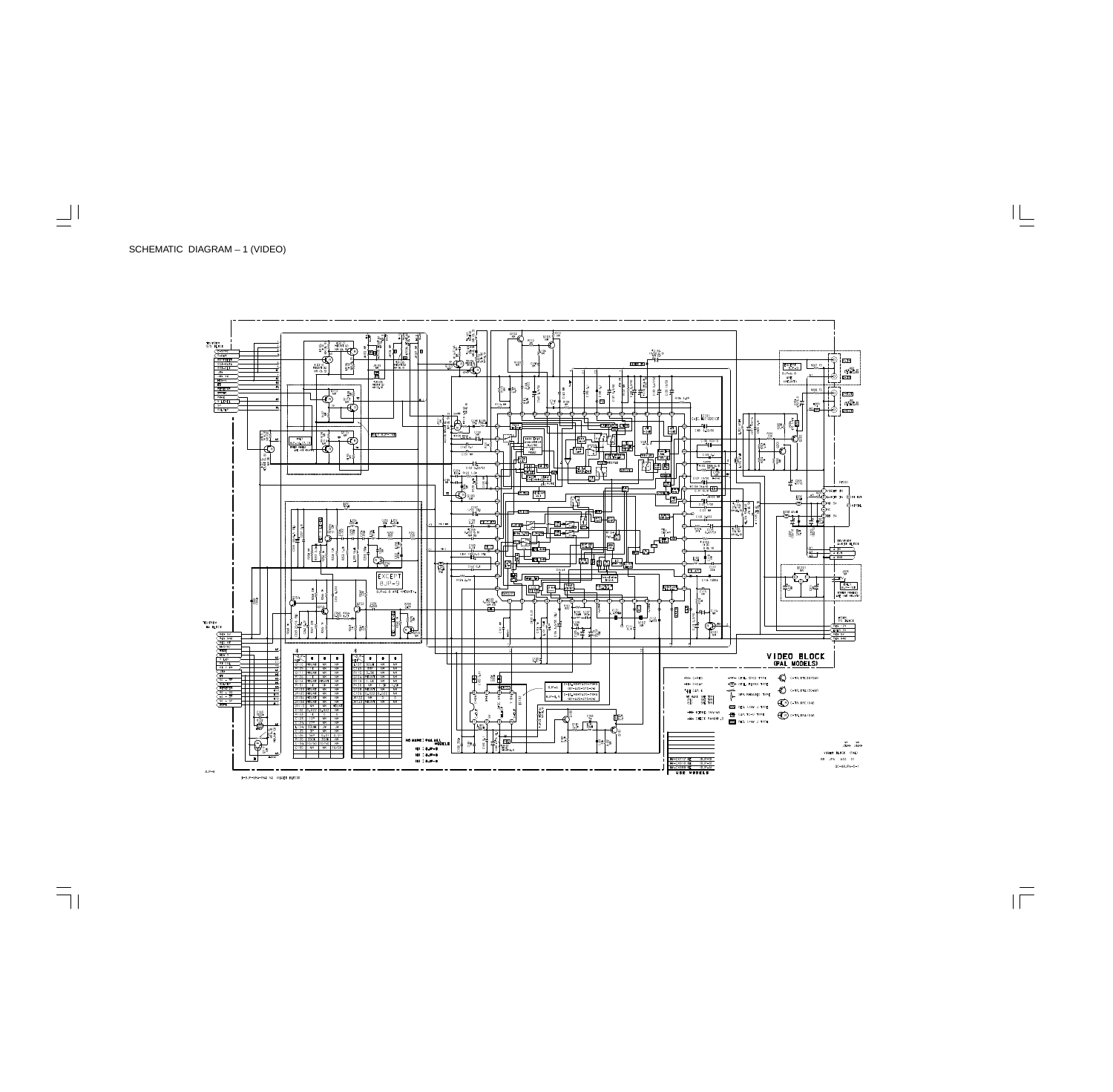SCHEMATIC DIAGRAM – 1 (VIDEO)

VIDEO BLOCK
(PAL MODELS)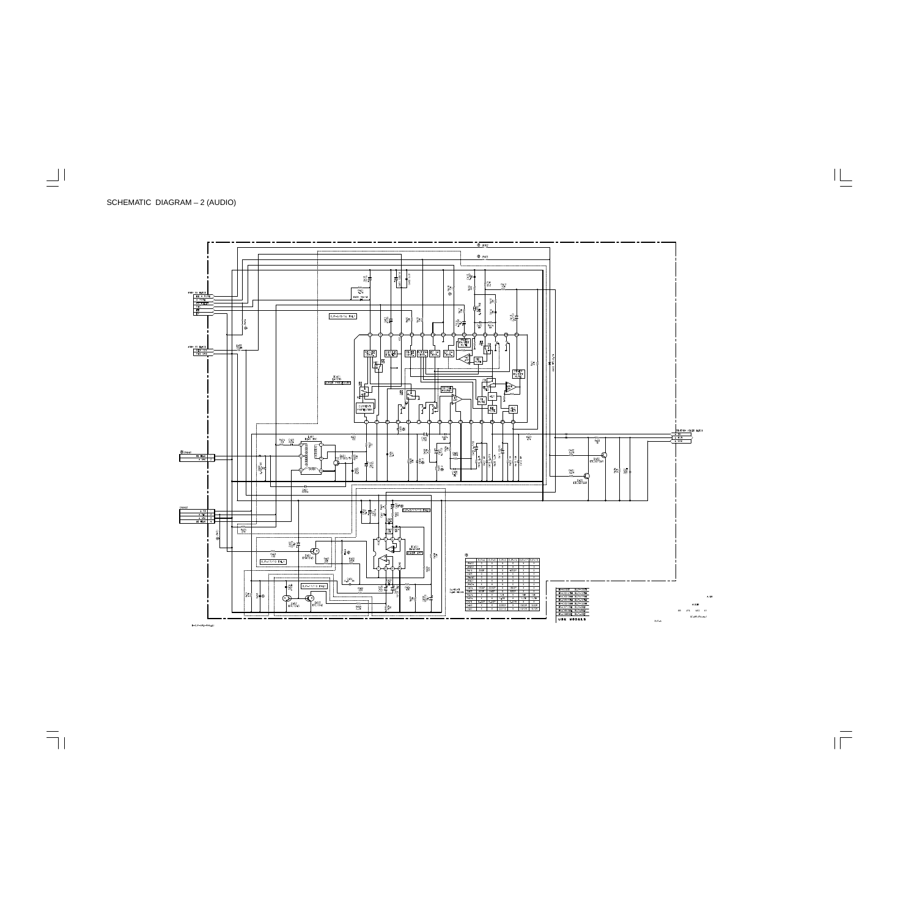SCHEMATIC DIAGRAM – 2 (AUDIO)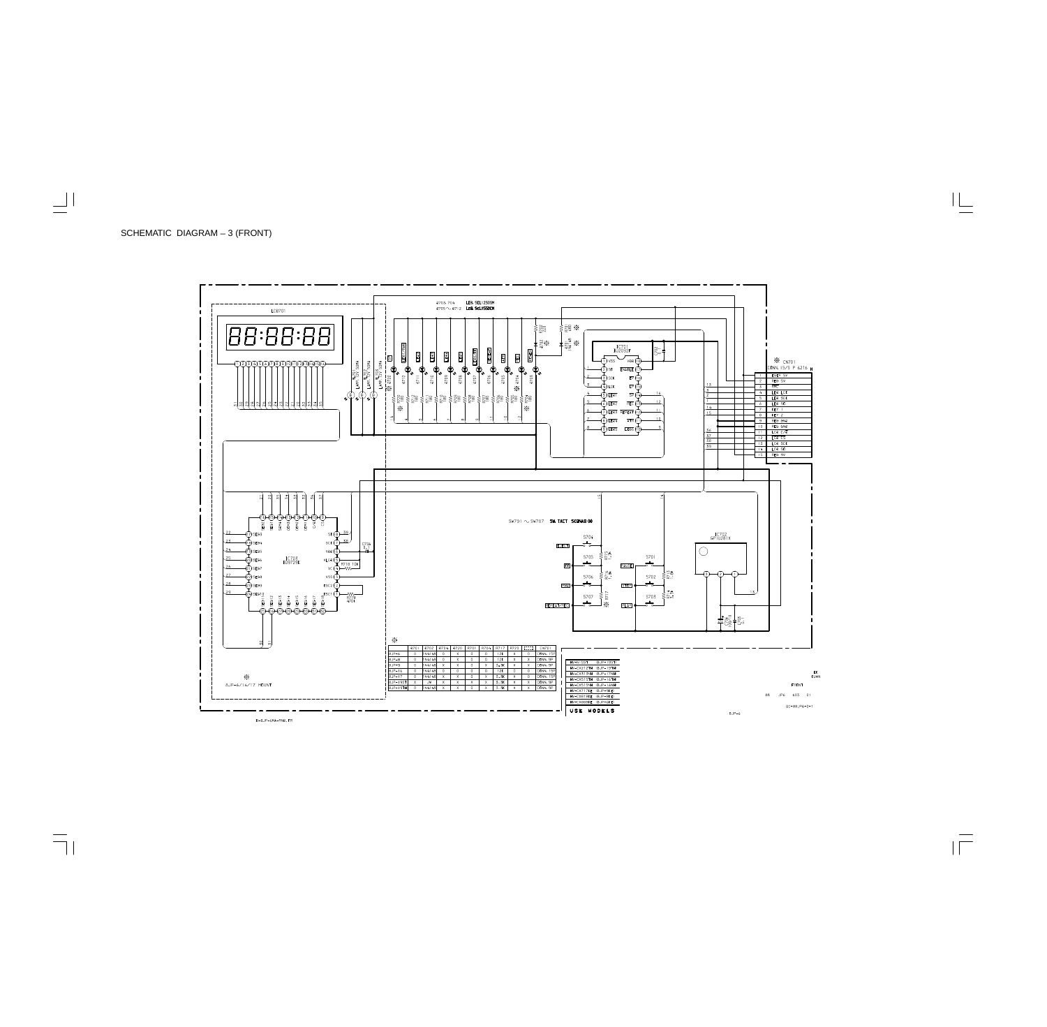SCHEMATIC DIAGRAM – 3 (FRONT)

| | R701 | R702 | R704 | R720 | R701 | R704 | R717 | R720 | | CN701 |
|---|---|---|---|---|---|---|---|---|---|---|
| 8JP-A | O | | O | X | O | O | 12K | X | O | CONN.15P |
| 8JP-B | O | | O | X | O | O | 12K | X | X | CONN.9P |
| 8JP-8 | O | | X | X | X | X | 3.3K | X | X | CONN.9P |
| 8JP-16 | O | | O | O | O | O | 12K | O | O | CONN.15P |
| 8JP-17 | O | | X | X | X | X | 3.3K | X | O | CONN.15P |
| 8JP-195T | X | | X | X | X | X | 3.3K | X | X | CONN.9P |
| 8JP-19TH | O | | X | X | X | X | 3.3K | X | X | CONN.9P |

8JP-6/16/17 MOUNT

| | |
|---|---|
| MX-N195T | 8JP-195T |
| MX-CH27TH | 8JP-19TH |
| MX-CH51TH | 8JP-17HM |
| MX-CH51SM | 8JP-16TH |
| MX-CH51HM | 8JP-16HM |
| MX-CH77EE | 8JP-8EE |
| MX-CH88HEE | 8JP-8EE |

USE MODELS

FRONT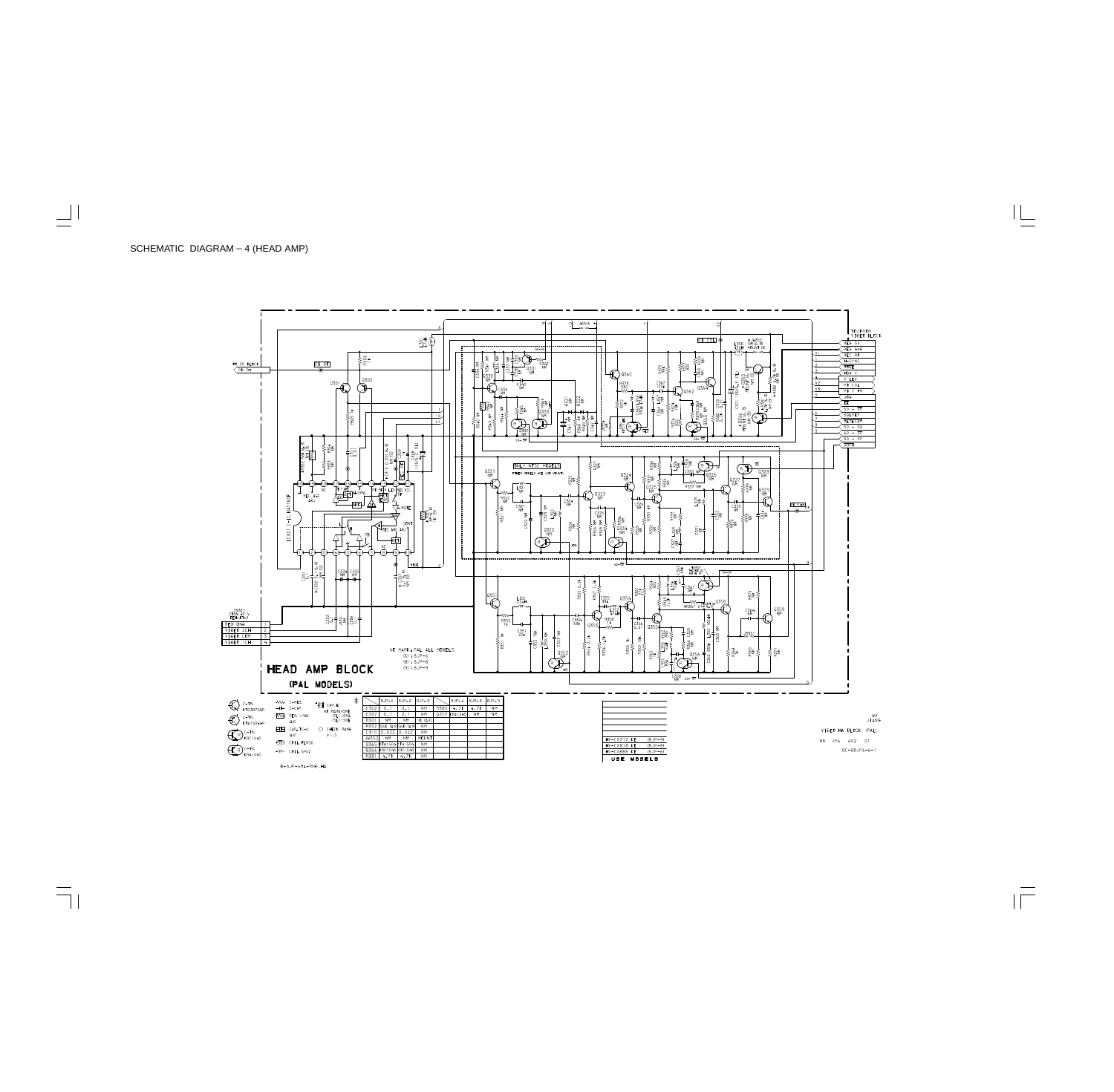SCHEMATIC DIAGRAM – 4 (HEAD AMP)

HEAD AMP BLOCK

(PAL MODELS)

NO MARK: PAL ALL MODELS
(6) : BJP-6
(8) : BJP-8
(9) : BJP-9

|  | BJP-6 | BJP-8 | BJP-9 |  | BJP-6 | BJP-8 | BJP-9 |
|---|---|---|---|---|---|---|---|
| C502 | 0.1 | 0.1 | NM | R582 | 4.7K | 4.7K | NM |
| C507 | 0.1 | 0.1 | NM | Q517 | KRA104S | NM | NM |
| R501 | NM | NM | 1K (4X) |  |  |  |  |
| R502 | 56K (4X) | 56K (4X) | NM |  |  |  |  |
| C510 | 0.022 | 0.022 | NM |  |  |  |  |
| JW512 | NM | NM | MOUNT |  |  |  |  |
| Q563 | KTA1504 | KTA1504 | NM |  |  |  |  |
| Q566 | KRC104S | KRC104S | NM |  |  |  |  |
| R581 | 4.7K | 4.7K | NM |  |  |  |  |

| USE MODELS |  |
|---|---|
| HV-CX717 EE | (BJP-9) |
| HV-CX818 EE | (BJP-8) |
| HV-CX888 EE | (BJP-6) |

VIDEO HA BLOCK (PAL)

GE-BBJP6-6-1

B-BJP-AMA-8996.HA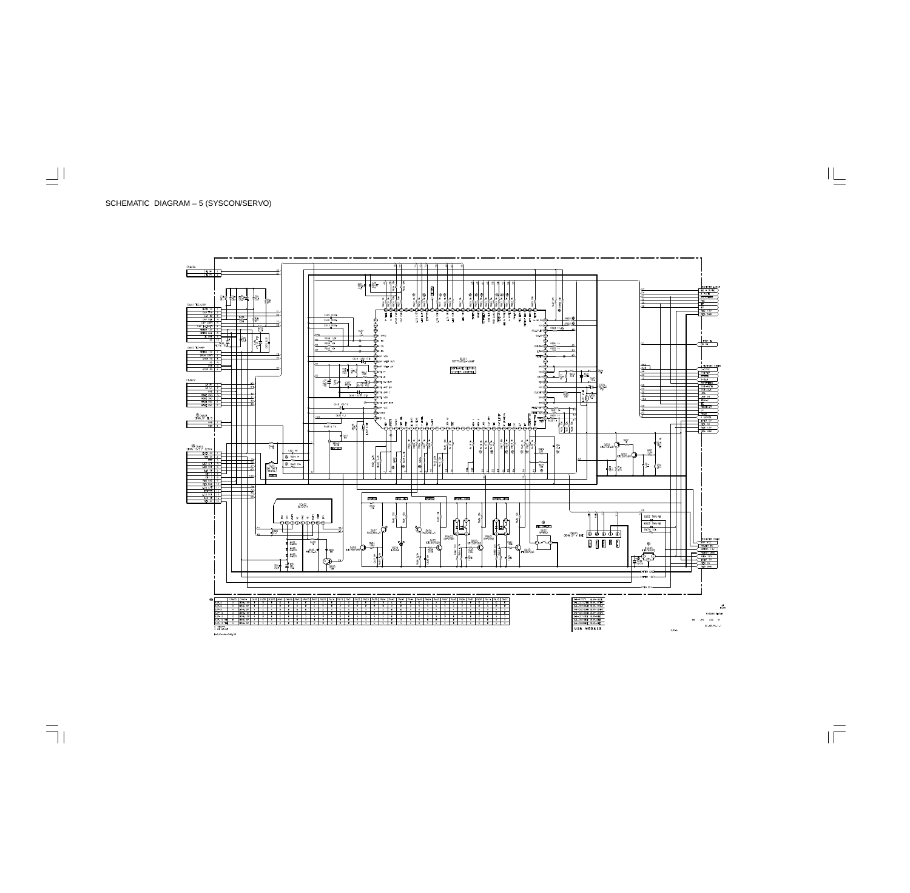SCHEMATIC DIAGRAM – 5 (SYSCON/SERVO)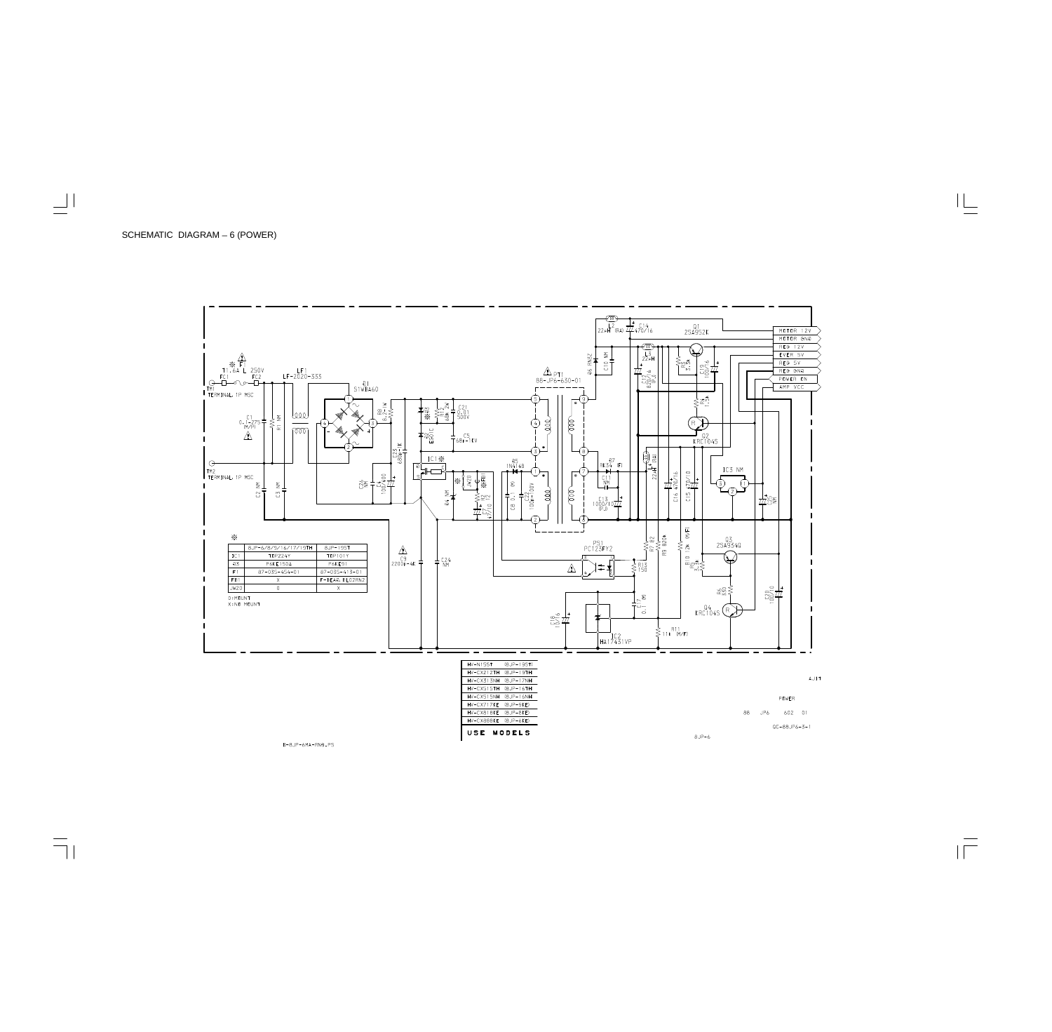SCHEMATIC DIAGRAM – 6 (POWER)

※

|  | 8JP-6/8/9/16/17/19TH | 8JP-19ST |
|---|---|---|
| IC1 | TOP224Y | TOP101Y |
| D3 | P6KE150A | P6KE01 |
| F1 | 87-035-454-01 | 87-035-413-01 |
| FB1 | X | F-BEAD, BL02RN2 |
| JW20 | 0 | X |

O:MOUNT
X:NO MOUNT

| HV-N155T | (8JP-19ST) |
|---|---|
| HV-CX212TH | (8JP-19TH) |
| HV-CX313NH | (8JP-17NH) |
| HV-CX515TH | (8JP-16TH) |
| HV-CX515NH | (8JP-16NH) |
| HV-CX717KE | (8JP-9KE) |
| HV-CX818KE | (8JP-8KE) |
| HV-CX888KE | (8JP-6KE) |

USE MODELS

B-8JP-6MA-RNB.PS

8JP-6

POWER

88 JP6 602 01

QC-88JP6-3-1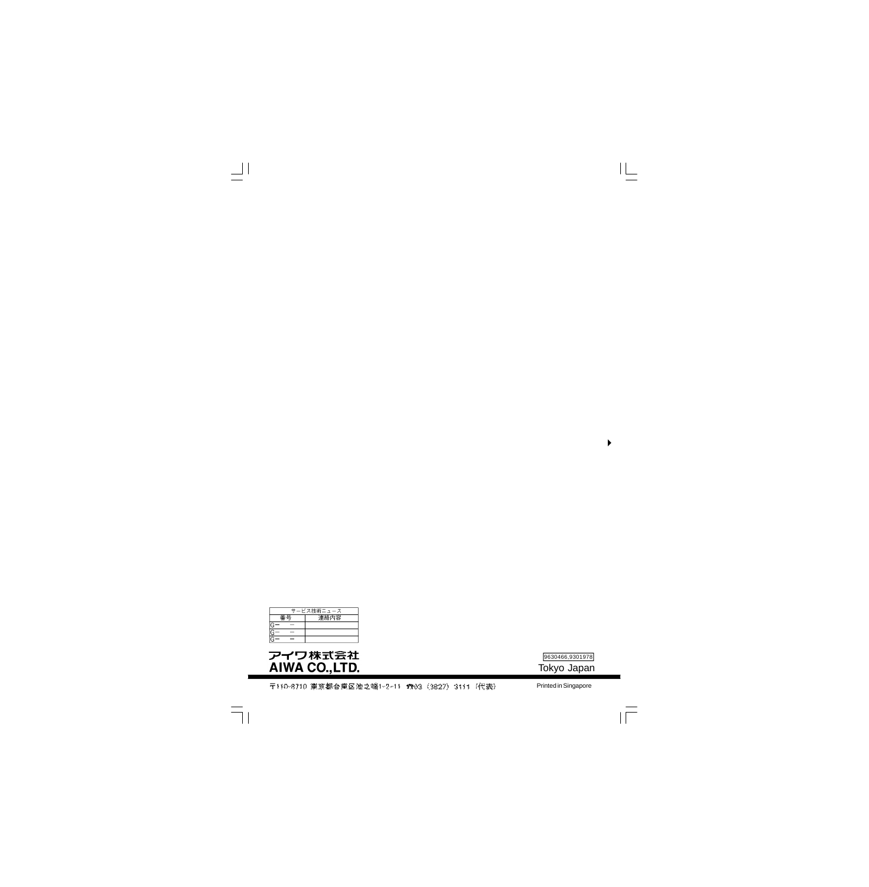| サービス技術ニュース | |
|---|---|
| 番号 | 連絡内容 |
| G－　－ | |
| G－　－ | |
| G－　－ | |

アイワ株式会社
**AIWA CO.,LTD.**

9630466,9301978

Tokyo Japan

〒110-8710 東京都台東区池之端1-2-11 ☎03（3827）3111（代表）

Printed in Singapore